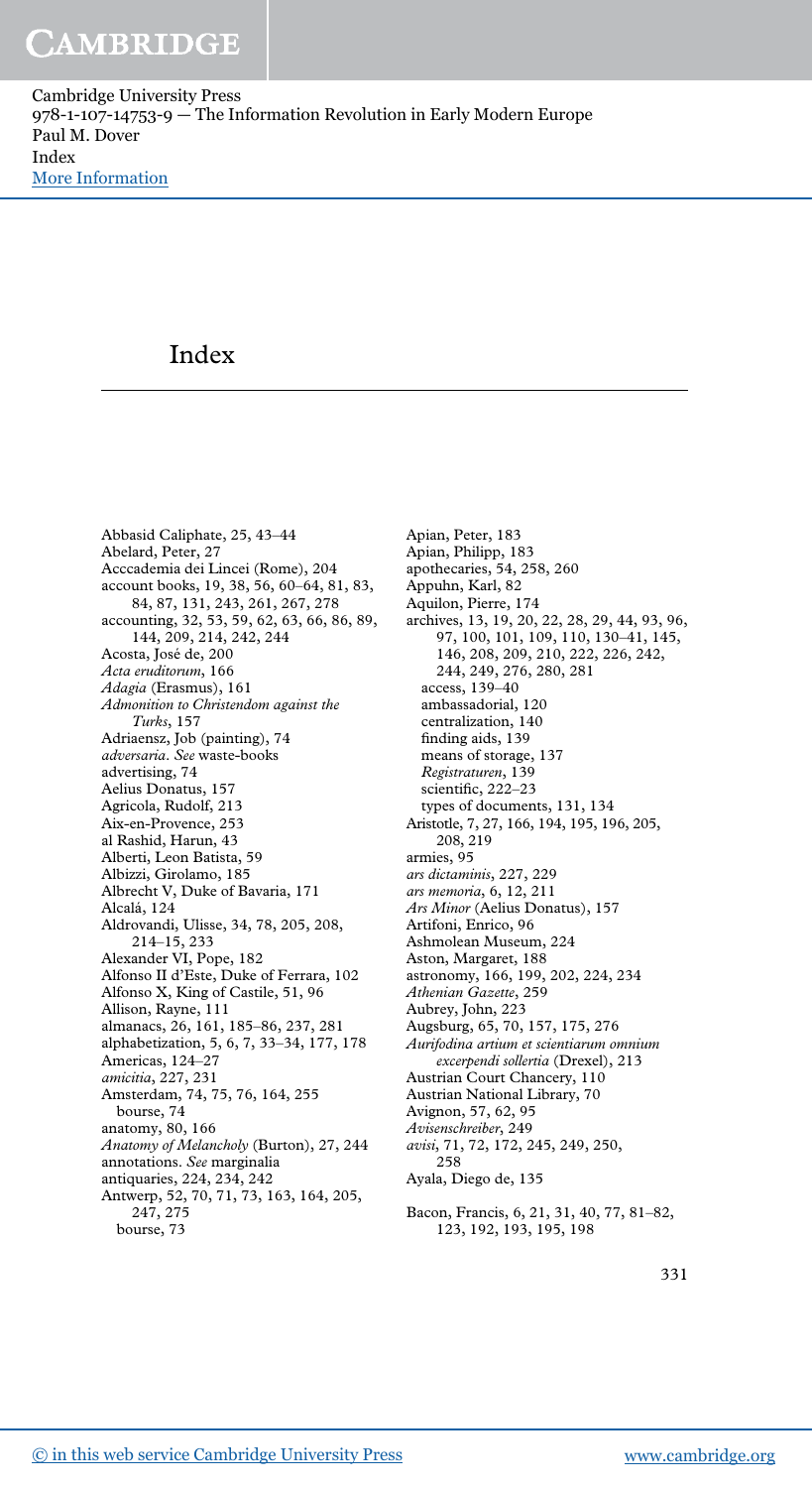# Index

Abbasid Caliphate, 25, 43–44
Abelard, Peter, 27
Acccademia dei Lincei (Rome), 204
account books, 19, 38, 56, 60–64, 81, 83, 84, 87, 131, 243, 261, 267, 278
accounting, 32, 53, 59, 62, 63, 66, 86, 89, 144, 209, 214, 242, 244
Acosta, José de, 200
*Acta eruditorum*, 166
*Adagia* (Erasmus), 161
*Admonition to Christendom against the Turks*, 157
Adriaensz, Job (painting), 74
*adversaria*. *See* waste-books
advertising, 74
Aelius Donatus, 157
Agricola, Rudolf, 213
Aix-en-Provence, 253
al Rashid, Harun, 43
Alberti, Leon Batista, 59
Albizzi, Girolamo, 185
Albrecht V, Duke of Bavaria, 171
Alcalá, 124
Aldrovandi, Ulisse, 34, 78, 205, 208, 214–15, 233
Alexander VI, Pope, 182
Alfonso II d'Este, Duke of Ferrara, 102
Alfonso X, King of Castile, 51, 96
Allison, Rayne, 111
almanacs, 26, 161, 185–86, 237, 281
alphabetization, 5, 6, 7, 33–34, 177, 178
Americas, 124–27
*amicitia*, 227, 231
Amsterdam, 74, 75, 76, 164, 255
  bourse, 74
anatomy, 80, 166
*Anatomy of Melancholy* (Burton), 27, 244
annotations. *See* marginalia
antiquaries, 224, 234, 242
Antwerp, 52, 70, 71, 73, 163, 164, 205, 247, 275
  bourse, 73
Apian, Peter, 183
Apian, Philipp, 183
apothecaries, 54, 258, 260
Appuhn, Karl, 82
Aquilon, Pierre, 174
archives, 13, 19, 20, 22, 28, 29, 44, 93, 96, 97, 100, 101, 109, 110, 130–41, 145, 146, 208, 209, 210, 222, 226, 242, 244, 249, 276, 280, 281
  access, 139–40
  ambassadorial, 120
  centralization, 140
  finding aids, 139
  means of storage, 137
  *Registraturen*, 139
  scientific, 222–23
  types of documents, 131, 134
Aristotle, 7, 27, 166, 194, 195, 196, 205, 208, 219
armies, 95
*ars dictaminis*, 227, 229
*ars memoria*, 6, 12, 211
*Ars Minor* (Aelius Donatus), 157
Artifoni, Enrico, 96
Ashmolean Museum, 224
Aston, Margaret, 188
astronomy, 166, 199, 202, 224, 234
*Athenian Gazette*, 259
Aubrey, John, 223
Augsburg, 65, 70, 157, 175, 276
*Aurifodina artium et scientiarum omnium excerpendi sollertia* (Drexel), 213
Austrian Court Chancery, 110
Austrian National Library, 70
Avignon, 57, 62, 95
*Avisenschreiber*, 249
*avisi*, 71, 72, 172, 245, 249, 250, 258
Ayala, Diego de, 135

Bacon, Francis, 6, 21, 31, 40, 77, 81–82, 123, 192, 193, 195, 198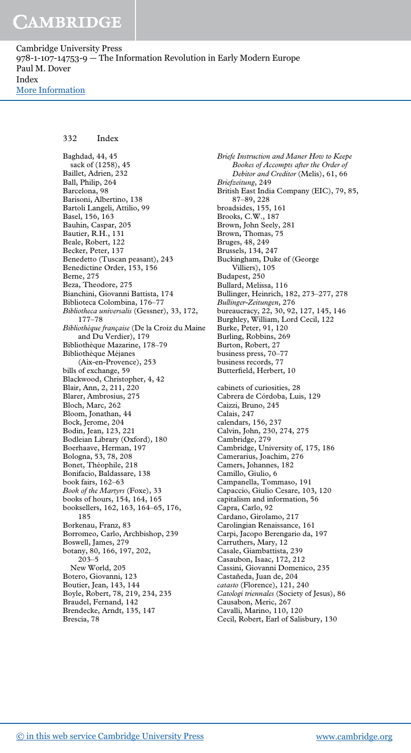Baghdad, 44, 45
  sack of (1258), 45
Baillet, Adrien, 232
Ball, Philip, 264
Barcelona, 98
Barisoni, Albertino, 138
Bartoli Langeli, Attilio, 99
Basel, 156, 163
Bauhin, Caspar, 205
Bautier, R.H., 131
Beale, Robert, 122
Becker, Peter, 137
Benedetto (Tuscan peasant), 243
Benedictine Order, 153, 156
Berne, 275
Beza, Theodore, 275
Bianchini, Giovanni Battista, 174
Biblioteca Colombina, 176–77
*Bibliotheca universalis* (Gessner), 33, 172, 177–78
*Bibliothèque française* (De la Croix du Maine and Du Verdier), 179
Bibliothèque Mazarine, 178–79
Bibliothèque Méjanes (Aix-en-Provence), 253
bills of exchange, 59
Blackwood, Christopher, 4, 42
Blair, Ann, 2, 211, 220
Blarer, Ambrosius, 275
Bloch, Marc, 262
Bloom, Jonathan, 44
Bock, Jerome, 204
Bodin, Jean, 123, 221
Bodleian Library (Oxford), 180
Boerhaave, Herman, 197
Bologna, 53, 78, 208
Bonet, Théophile, 218
Bonifacio, Baldassare, 138
book fairs, 162–63
*Book of the Martyrs* (Foxe), 33
books of hours, 154, 164, 165
booksellers, 162, 163, 164–65, 176, 185
Borkenau, Franz, 83
Borromeo, Carlo, Archbishop, 239
Boswell, James, 279
botany, 80, 166, 197, 202, 203–5
  New World, 205
Botero, Giovanni, 123
Boutier, Jean, 143, 144
Boyle, Robert, 78, 219, 234, 235
Braudel, Fernand, 142
Brendecke, Arndt, 135, 147
Brescia, 78
*Briefe Instruction and Maner How to Keepe Bookes of Accompts after the Order of Debitor and Creditor* (Melis), 61, 66
*Briefzeitung*, 249
British East India Company (EIC), 79, 85, 87–89, 228
broadsides, 155, 161
Brooks, C.W., 187
Brown, John Seely, 281
Brown, Thomas, 75
Bruges, 48, 249
Brussels, 134, 247
Buckingham, Duke of (George Villiers), 105
Budapest, 250
Bullard, Melissa, 116
Bullinger, Heinrich, 182, 273–277, 278
*Bullinger-Zeitungen*, 276
bureaucracy, 22, 30, 92, 127, 145, 146
Burghley, William, Lord Cecil, 122
Burke, Peter, 91, 120
Burling, Robbins, 269
Burton, Robert, 27
business press, 70–77
business records, 77
Butterfield, Herbert, 10

cabinets of curiosities, 28
Cabrera de Córdoba, Luis, 129
Caizzi, Bruno, 245
Calais, 247
calendars, 156, 237
Calvin, John, 230, 274, 275
Cambridge, 279
Cambridge, University of, 175, 186
Camerarius, Joachim, 276
Camers, Johannes, 182
Camillo, Giulio, 6
Campanella, Tommaso, 191
Capaccio, Giulio Cesare, 103, 120
capitalism and information, 56
Capra, Carlo, 92
Cardano, Girolamo, 217
Carolingian Renaissance, 161
Carpi, Jacopo Berengario da, 197
Carruthers, Mary, 12
Casale, Giambattista, 239
Casaubon, Isaac, 172, 212
Cassini, Giovanni Domenico, 235
Castañeda, Juan de, 204
*catasto* (Florence), 121, 240
*Catologi triennales* (Society of Jesus), 86
Causabon, Meric, 267
Cavalli, Marino, 110, 120
Cecil, Robert, Earl of Salisbury, 130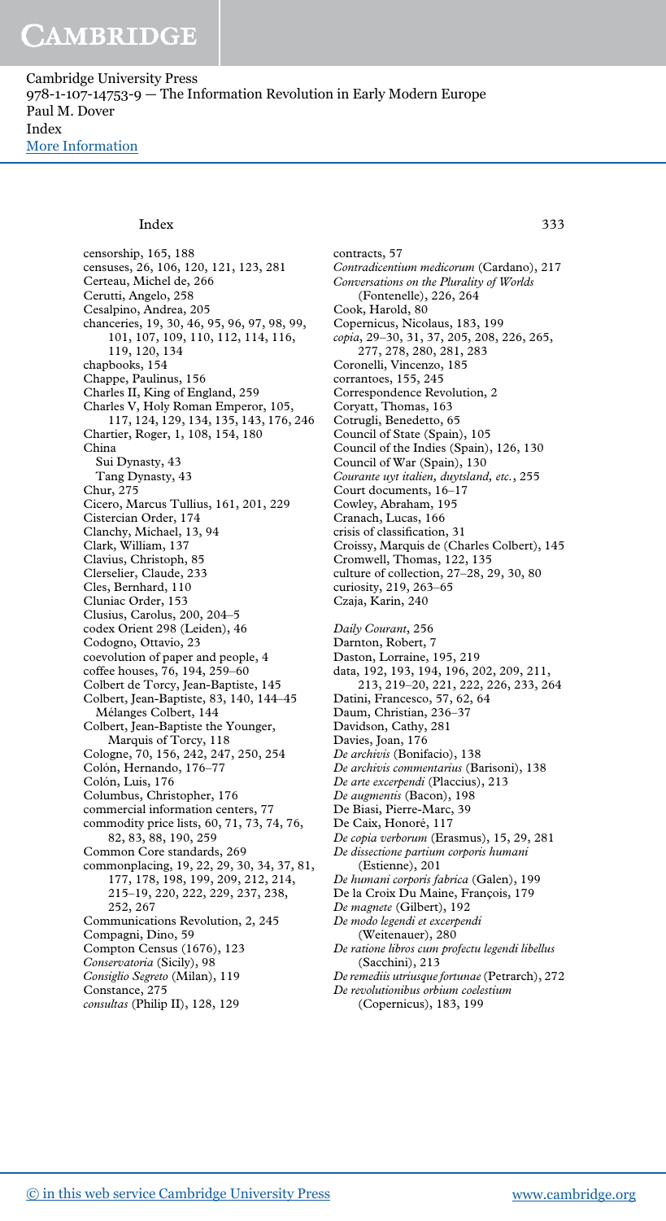censorship, 165, 188
censuses, 26, 106, 120, 121, 123, 281
Certeau, Michel de, 266
Cerutti, Angelo, 258
Cesalpino, Andrea, 205
chanceries, 19, 30, 46, 95, 96, 97, 98, 99, 101, 107, 109, 110, 112, 114, 116, 119, 120, 134
chapbooks, 154
Chappe, Paulinus, 156
Charles II, King of England, 259
Charles V, Holy Roman Emperor, 105, 117, 124, 129, 134, 135, 143, 176, 246
Chartier, Roger, 1, 108, 154, 180
China
  Sui Dynasty, 43
  Tang Dynasty, 43
Chur, 275
Cicero, Marcus Tullius, 161, 201, 229
Cistercian Order, 174
Clanchy, Michael, 13, 94
Clark, William, 137
Clavius, Christoph, 85
Clerselier, Claude, 233
Cles, Bernhard, 110
Cluniac Order, 153
Clusius, Carolus, 200, 204–5
codex Orient 298 (Leiden), 46
Codogno, Ottavio, 23
coevolution of paper and people, 4
coffee houses, 76, 194, 259–60
Colbert de Torcy, Jean-Baptiste, 145
Colbert, Jean-Baptiste, 83, 140, 144–45
  Mélanges Colbert, 144
Colbert, Jean-Baptiste the Younger, Marquis of Torcy, 118
Cologne, 70, 156, 242, 247, 250, 254
Colón, Hernando, 176–77
Colón, Luis, 176
Columbus, Christopher, 176
commercial information centers, 77
commodity price lists, 60, 71, 73, 74, 76, 82, 83, 88, 190, 259
Common Core standards, 269
commonplacing, 19, 22, 29, 30, 34, 37, 81, 177, 178, 198, 199, 209, 212, 214, 215–19, 220, 222, 229, 237, 238, 252, 267
Communications Revolution, 2, 245
Compagni, Dino, 59
Compton Census (1676), 123
*Conservatoria* (Sicily), 98
*Consiglio Segreto* (Milan), 119
Constance, 275
*consultas* (Philip II), 128, 129
contracts, 57
*Contradicentium medicorum* (Cardano), 217
*Conversations on the Plurality of Worlds* (Fontenelle), 226, 264
Cook, Harold, 80
Copernicus, Nicolaus, 183, 199
*copia*, 29–30, 31, 37, 205, 208, 226, 265, 277, 278, 280, 281, 283
Coronelli, Vincenzo, 185
corrantoes, 155, 245
Correspondence Revolution, 2
Coryatt, Thomas, 163
Cotrugli, Benedetto, 65
Council of State (Spain), 105
Council of the Indies (Spain), 126, 130
Council of War (Spain), 130
*Courante uyt italien, duytsland, etc.*, 255
Court documents, 16–17
Cowley, Abraham, 195
Cranach, Lucas, 166
crisis of classification, 31
Croissy, Marquis de (Charles Colbert), 145
Cromwell, Thomas, 122, 135
culture of collection, 27–28, 29, 30, 80
curiosity, 219, 263–65
Czaja, Karin, 240

*Daily Courant*, 256
Darnton, Robert, 7
Daston, Lorraine, 195, 219
data, 192, 193, 194, 196, 202, 209, 211, 213, 219–20, 221, 222, 226, 233, 264
Datini, Francesco, 57, 62, 64
Daum, Christian, 236–37
Davidson, Cathy, 281
Davies, Joan, 176
*De archivis* (Bonifacio), 138
*De archivis commentarius* (Barisoni), 138
*De arte excerpendi* (Placcius), 213
*De augmentis* (Bacon), 198
De Biasi, Pierre-Marc, 39
De Caix, Honoré, 117
*De copia verborum* (Erasmus), 15, 29, 281
*De dissectione partium corporis humani* (Estienne), 201
*De humani corporis fabrica* (Galen), 199
De la Croix Du Maine, François, 179
*De magnete* (Gilbert), 192
*De modo legendi et excerpendi* (Weitenauer), 280
*De ratione libros cum profectu legendi libellus* (Sacchini), 213
*De remediis utriusque fortunae* (Petrarch), 272
*De revolutionibus orbium coelestium* (Copernicus), 183, 199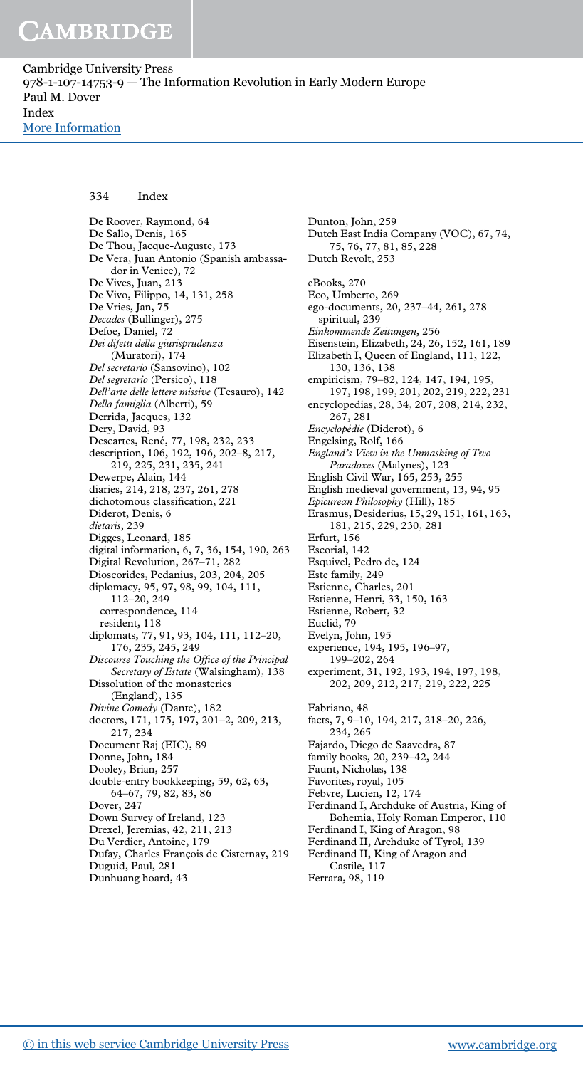De Roover, Raymond, 64
De Sallo, Denis, 165
De Thou, Jacque-Auguste, 173
De Vera, Juan Antonio (Spanish ambassador in Venice), 72
De Vives, Juan, 213
De Vivo, Filippo, 14, 131, 258
De Vries, Jan, 75
*Decades* (Bullinger), 275
Defoe, Daniel, 72
*Dei difetti della giurisprudenza* (Muratori), 174
*Del secretario* (Sansovino), 102
*Del segretario* (Persico), 118
*Dell'arte delle lettere missive* (Tesauro), 142
*Della famiglia* (Alberti), 59
Derrida, Jacques, 132
Dery, David, 93
Descartes, René, 77, 198, 232, 233
description, 106, 192, 196, 202–8, 217, 219, 225, 231, 235, 241
Dewerpe, Alain, 144
diaries, 214, 218, 237, 261, 278
dichotomous classification, 221
Diderot, Denis, 6
*dietaris*, 239
Digges, Leonard, 185
digital information, 6, 7, 36, 154, 190, 263
Digital Revolution, 267–71, 282
Dioscorides, Pedanius, 203, 204, 205
diplomacy, 95, 97, 98, 99, 104, 111, 112–20, 249
  correspondence, 114
  resident, 118
diplomats, 77, 91, 93, 104, 111, 112–20, 176, 235, 245, 249
*Discourse Touching the Office of the Principal Secretary of Estate* (Walsingham), 138
Dissolution of the monasteries (England), 135
*Divine Comedy* (Dante), 182
doctors, 171, 175, 197, 201–2, 209, 213, 217, 234
Document Raj (EIC), 89
Donne, John, 184
Dooley, Brian, 257
double-entry bookkeeping, 59, 62, 63, 64–67, 79, 82, 83, 86
Dover, 247
Down Survey of Ireland, 123
Drexel, Jeremias, 42, 211, 213
Du Verdier, Antoine, 179
Dufay, Charles François de Cisternay, 219
Duguid, Paul, 281
Dunhuang hoard, 43
Dunton, John, 259
Dutch East India Company (VOC), 67, 74, 75, 76, 77, 81, 85, 228
Dutch Revolt, 253

eBooks, 270
Eco, Umberto, 269
ego-documents, 20, 237–44, 261, 278
  spiritual, 239
*Einkommende Zeitungen*, 256
Eisenstein, Elizabeth, 24, 26, 152, 161, 189
Elizabeth I, Queen of England, 111, 122, 130, 136, 138
empiricism, 79–82, 124, 147, 194, 195, 197, 198, 199, 201, 202, 219, 222, 231
encyclopedias, 28, 34, 207, 208, 214, 232, 267, 281
*Encyclopédie* (Diderot), 6
Engelsing, Rolf, 166
*England's View in the Unmasking of Two Paradoxes* (Malynes), 123
English Civil War, 165, 253, 255
English medieval government, 13, 94, 95
*Epicurean Philosophy* (Hill), 185
Erasmus, Desiderius, 15, 29, 151, 161, 163, 181, 215, 229, 230, 281
Erfurt, 156
Escorial, 142
Esquivel, Pedro de, 124
Este family, 249
Estienne, Charles, 201
Estienne, Henri, 33, 150, 163
Estienne, Robert, 32
Euclid, 79
Evelyn, John, 195
experience, 194, 195, 196–97, 199–202, 264
experiment, 31, 192, 193, 194, 197, 198, 202, 209, 212, 217, 219, 222, 225

Fabriano, 48
facts, 7, 9–10, 194, 217, 218–20, 226, 234, 265
Fajardo, Diego de Saavedra, 87
family books, 20, 239–42, 244
Faunt, Nicholas, 138
Favorites, royal, 105
Febvre, Lucien, 12, 174
Ferdinand I, Archduke of Austria, King of Bohemia, Holy Roman Emperor, 110
Ferdinand I, King of Aragon, 98
Ferdinand II, Archduke of Tyrol, 139
Ferdinand II, King of Aragon and Castile, 117
Ferrara, 98, 119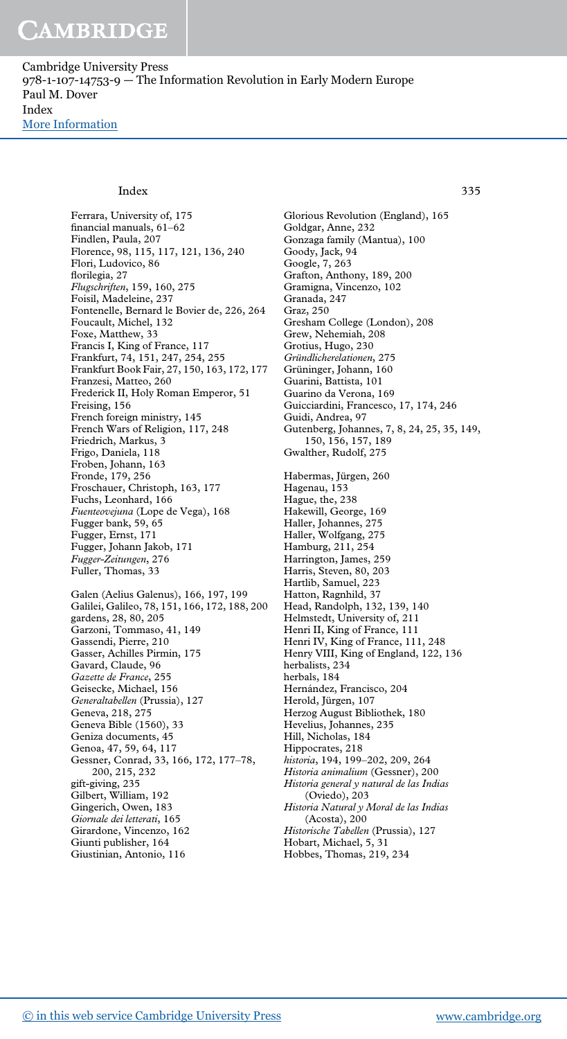Ferrara, University of, 175
financial manuals, 61–62
Findlen, Paula, 207
Florence, 98, 115, 117, 121, 136, 240
Flori, Ludovico, 86
florilegia, 27
*Flugschriften*, 159, 160, 275
Foisil, Madeleine, 237
Fontenelle, Bernard le Bovier de, 226, 264
Foucault, Michel, 132
Foxe, Matthew, 33
Francis I, King of France, 117
Frankfurt, 74, 151, 247, 254, 255
Frankfurt Book Fair, 27, 150, 163, 172, 177
Franzesi, Matteo, 260
Frederick II, Holy Roman Emperor, 51
Freising, 156
French foreign ministry, 145
French Wars of Religion, 117, 248
Friedrich, Markus, 3
Frigo, Daniela, 118
Froben, Johann, 163
Fronde, 179, 256
Froschauer, Christoph, 163, 177
Fuchs, Leonhard, 166
*Fuenteovejuna* (Lope de Vega), 168
Fugger bank, 59, 65
Fugger, Ernst, 171
Fugger, Johann Jakob, 171
*Fugger-Zeitungen*, 276
Fuller, Thomas, 33

Galen (Aelius Galenus), 166, 197, 199
Galilei, Galileo, 78, 151, 166, 172, 188, 200
gardens, 28, 80, 205
Garzoni, Tommaso, 41, 149
Gassendi, Pierre, 210
Gasser, Achilles Pirmin, 175
Gavard, Claude, 96
*Gazette de France*, 255
Geisecke, Michael, 156
*Generaltabellen* (Prussia), 127
Geneva, 218, 275
Geneva Bible (1560), 33
Geniza documents, 45
Genoa, 47, 59, 64, 117
Gessner, Conrad, 33, 166, 172, 177–78, 200, 215, 232
gift-giving, 235
Gilbert, William, 192
Gingerich, Owen, 183
*Giornale dei letterati*, 165
Girardone, Vincenzo, 162
Giunti publisher, 164
Giustinian, Antonio, 116
Glorious Revolution (England), 165
Goldgar, Anne, 232
Gonzaga family (Mantua), 100
Goody, Jack, 94
Google, 7, 263
Grafton, Anthony, 189, 200
Gramigna, Vincenzo, 102
Granada, 247
Graz, 250
Gresham College (London), 208
Grew, Nehemiah, 208
Grotius, Hugo, 230
*Gründlicherelationen*, 275
Grüninger, Johann, 160
Guarini, Battista, 101
Guarino da Verona, 169
Guicciardini, Francesco, 17, 174, 246
Guidi, Andrea, 97
Gutenberg, Johannes, 7, 8, 24, 25, 35, 149, 150, 156, 157, 189
Gwalther, Rudolf, 275

Habermas, Jürgen, 260
Hagenau, 153
Hague, the, 238
Hakewill, George, 169
Haller, Johannes, 275
Haller, Wolfgang, 275
Hamburg, 211, 254
Harrington, James, 259
Harris, Steven, 80, 203
Hartlib, Samuel, 223
Hatton, Ragnhild, 37
Head, Randolph, 132, 139, 140
Helmstedt, University of, 211
Henri II, King of France, 111
Henri IV, King of France, 111, 248
Henry VIII, King of England, 122, 136
herbalists, 234
herbals, 184
Hernández, Francisco, 204
Herold, Jürgen, 107
Herzog August Bibliothek, 180
Hevelius, Johannes, 235
Hill, Nicholas, 184
Hippocrates, 218
*historia*, 194, 199–202, 209, 264
*Historia animalium* (Gessner), 200
*Historia general y natural de las Indias* (Oviedo), 203
*Historia Natural y Moral de las Indias* (Acosta), 200
*Historische Tabellen* (Prussia), 127
Hobart, Michael, 5, 31
Hobbes, Thomas, 219, 234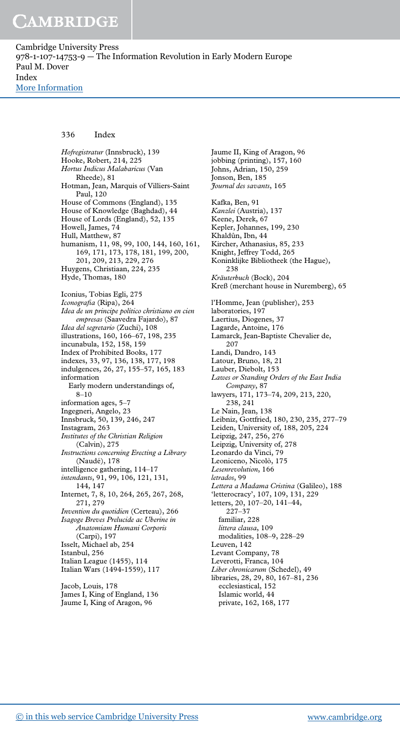*Hofregistratur* (Innsbruck), 139
Hooke, Robert, 214, 225
*Hortus Indicus Malabaricus* (Van Rheede), 81
Hotman, Jean, Marquis of Villiers-Saint Paul, 120
House of Commons (England), 135
House of Knowledge (Baghdad), 44
House of Lords (England), 52, 135
Howell, James, 74
Hull, Matthew, 87
humanism, 11, 98, 99, 100, 144, 160, 161, 169, 171, 173, 178, 181, 199, 200, 201, 209, 213, 229, 276
Huygens, Christiaan, 224, 235
Hyde, Thomas, 180

Iconius, Tobias Egli, 275
*Iconografia* (Ripa), 264
*Idea de un principe politico christiano en cien empresas* (Saavedra Fajardo), 87
*Idea del segretario* (Zuchi), 108
illustrations, 160, 166–67, 198, 235
incunabula, 152, 158, 159
Index of Prohibited Books, 177
indexes, 33, 97, 136, 138, 177, 198
indulgences, 26, 27, 155–57, 165, 183
information
  Early modern understandings of, 8–10
information ages, 5–7
Ingegneri, Angelo, 23
Innsbruck, 50, 139, 246, 247
Instagram, 263
*Institutes of the Christian Religion* (Calvin), 275
*Instructions concerning Erecting a Library* (Naudé), 178
intelligence gathering, 114–17
*intendants*, 91, 99, 106, 121, 131, 144, 147
Internet, 7, 8, 10, 264, 265, 267, 268, 271, 279
*Invention du quotidien* (Certeau), 266
*Isagoge Breves Prelucide ac Uberine in Anatomiam Humani Corporis* (Carpi), 197
Isselt, Michael ab, 254
Istanbul, 256
Italian League (1455), 114
Italian Wars (1494-1559), 117

Jacob, Louis, 178
James I, King of England, 136
Jaume I, King of Aragon, 96
Jaume II, King of Aragon, 96
jobbing (printing), 157, 160
Johns, Adrian, 150, 259
Jonson, Ben, 185
*Journal des savants*, 165

Kafka, Ben, 91
*Kanzlei* (Austria), 137
Keene, Derek, 67
Kepler, Johannes, 199, 230
Khaldûn, Ibn, 44
Kircher, Athanasius, 85, 233
Knight, Jeffrey Todd, 265
Koninklijke Bibliotheek (the Hague), 238
*Kräuterbuch* (Bock), 204
Kreß (merchant house in Nuremberg), 65

l'Homme, Jean (publisher), 253
laboratories, 197
Laertius, Diogenes, 37
Lagarde, Antoine, 176
Lamarck, Jean-Baptiste Chevalier de, 207
Landi, Dandro, 143
Latour, Bruno, 18, 21
Lauber, Diebolt, 153
*Lawes or Standing Orders of the East India Company*, 87
lawyers, 171, 173–74, 209, 213, 220, 238, 241
Le Nain, Jean, 138
Leibniz, Gottfried, 180, 230, 235, 277–79
Leiden, University of, 188, 205, 224
Leipzig, 247, 256, 276
Leipzig, University of, 278
Leonardo da Vinci, 79
Leoniceno, Nicolò, 175
*Lesenrevolution*, 166
*letrados*, 99
*Lettera a Madama Cristina* (Galileo), 188
'letterocracy', 107, 109, 131, 229
letters, 20, 107–20, 141–44, 227–37
  familiar, 228
  *littera clausa*, 109
  modalities, 108–9, 228–29
Leuven, 142
Levant Company, 78
Leverotti, Franca, 104
*Liber chronicarum* (Schedel), 49
libraries, 28, 29, 80, 167–81, 236
  ecclesiastical, 152
  Islamic world, 44
  private, 162, 168, 177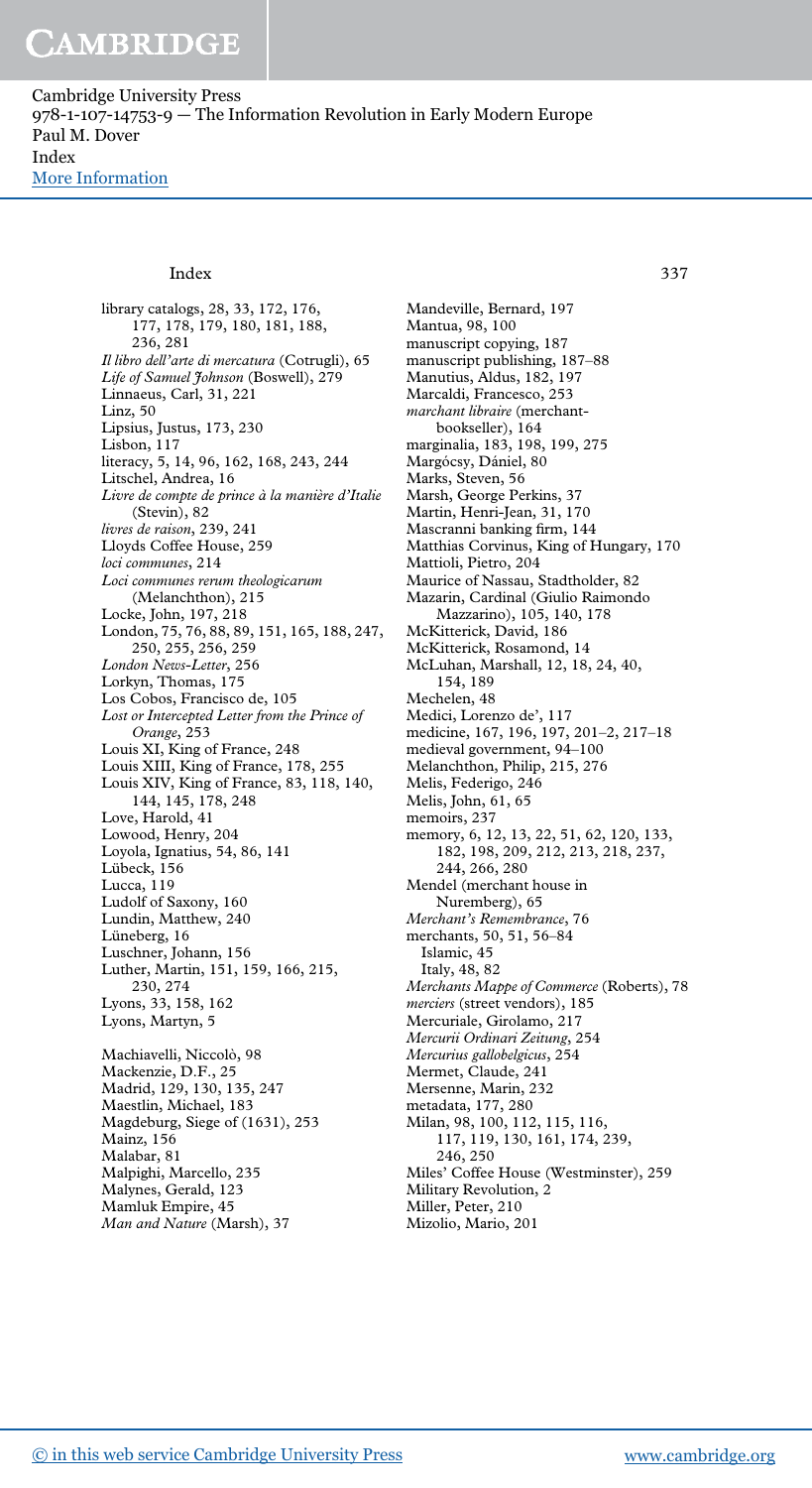library catalogs, 28, 33, 172, 176, 177, 178, 179, 180, 181, 188, 236, 281
*Il libro dell'arte di mercatura* (Cotrugli), 65
*Life of Samuel Johnson* (Boswell), 279
Linnaeus, Carl, 31, 221
Linz, 50
Lipsius, Justus, 173, 230
Lisbon, 117
literacy, 5, 14, 96, 162, 168, 243, 244
Litschel, Andrea, 16
*Livre de compte de prince à la manière d'Italie* (Stevin), 82
*livres de raison*, 239, 241
Lloyds Coffee House, 259
*loci communes*, 214
*Loci communes rerum theologicarum* (Melanchthon), 215
Locke, John, 197, 218
London, 75, 76, 88, 89, 151, 165, 188, 247, 250, 255, 256, 259
*London News-Letter*, 256
Lorkyn, Thomas, 175
Los Cobos, Francisco de, 105
*Lost or Intercepted Letter from the Prince of Orange*, 253
Louis XI, King of France, 248
Louis XIII, King of France, 178, 255
Louis XIV, King of France, 83, 118, 140, 144, 145, 178, 248
Love, Harold, 41
Lowood, Henry, 204
Loyola, Ignatius, 54, 86, 141
Lübeck, 156
Lucca, 119
Ludolf of Saxony, 160
Lundin, Matthew, 240
Lüneberg, 16
Luschner, Johann, 156
Luther, Martin, 151, 159, 166, 215, 230, 274
Lyons, 33, 158, 162
Lyons, Martyn, 5

Machiavelli, Niccolò, 98
Mackenzie, D.F., 25
Madrid, 129, 130, 135, 247
Maestlin, Michael, 183
Magdeburg, Siege of (1631), 253
Mainz, 156
Malabar, 81
Malpighi, Marcello, 235
Malynes, Gerald, 123
Mamluk Empire, 45
*Man and Nature* (Marsh), 37
Mandeville, Bernard, 197
Mantua, 98, 100
manuscript copying, 187
manuscript publishing, 187–88
Manutius, Aldus, 182, 197
Marcaldi, Francesco, 253
*marchant libraire* (merchant-bookseller), 164
marginalia, 183, 198, 199, 275
Margócsy, Dániel, 80
Marks, Steven, 56
Marsh, George Perkins, 37
Martin, Henri-Jean, 31, 170
Mascranni banking firm, 144
Matthias Corvinus, King of Hungary, 170
Mattioli, Pietro, 204
Maurice of Nassau, Stadtholder, 82
Mazarin, Cardinal (Giulio Raimondo Mazzarino), 105, 140, 178
McKitterick, David, 186
McKitterick, Rosamond, 14
McLuhan, Marshall, 12, 18, 24, 40, 154, 189
Mechelen, 48
Medici, Lorenzo de', 117
medicine, 167, 196, 197, 201–2, 217–18
medieval government, 94–100
Melanchthon, Philip, 215, 276
Melis, Federigo, 246
Melis, John, 61, 65
memoirs, 237
memory, 6, 12, 13, 22, 51, 62, 120, 133, 182, 198, 209, 212, 213, 218, 237, 244, 266, 280
Mendel (merchant house in Nuremberg), 65
*Merchant's Remembrance*, 76
merchants, 50, 51, 56–84
  Islamic, 45
  Italy, 48, 82
*Merchants Mappe of Commerce* (Roberts), 78
*merciers* (street vendors), 185
Mercuriale, Girolamo, 217
*Mercurii Ordinari Zeitung*, 254
*Mercurius gallobelgicus*, 254
Mermet, Claude, 241
Mersenne, Marin, 232
metadata, 177, 280
Milan, 98, 100, 112, 115, 116, 117, 119, 130, 161, 174, 239, 246, 250
Miles' Coffee House (Westminster), 259
Military Revolution, 2
Miller, Peter, 210
Mizolio, Mario, 201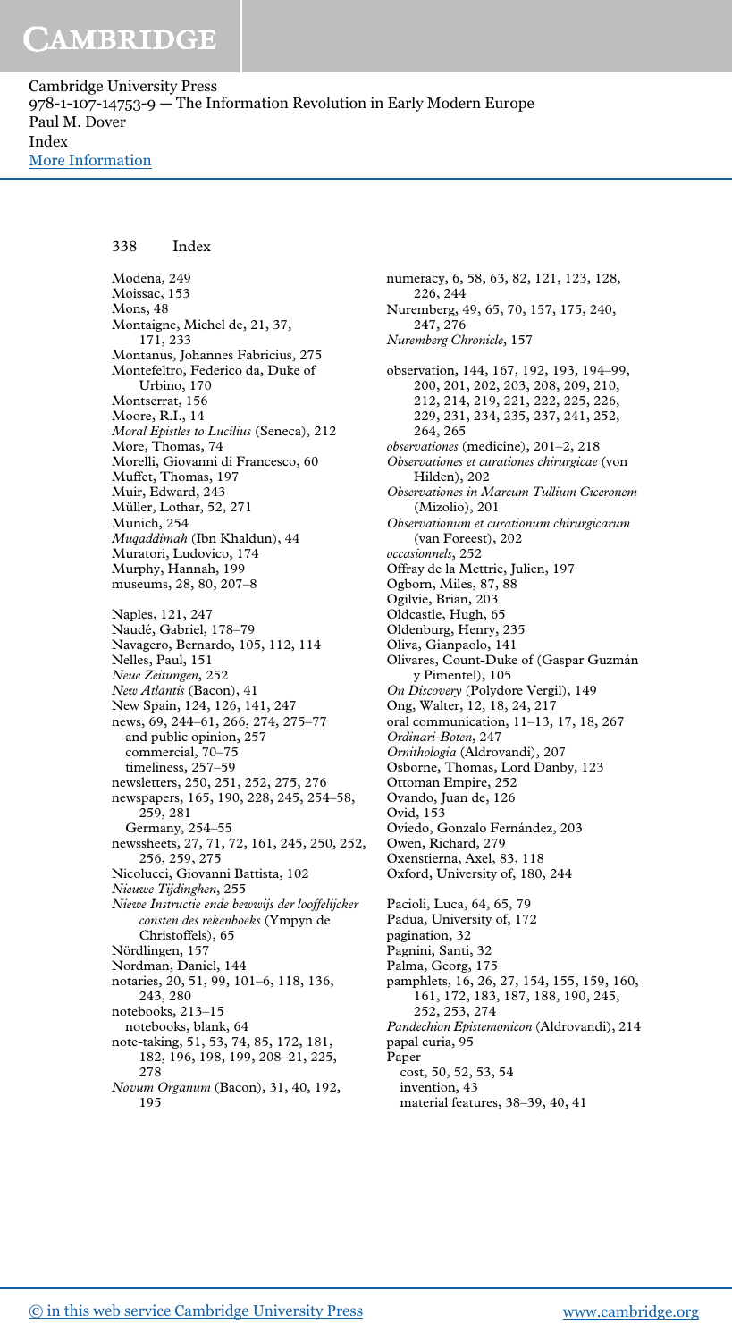Modena, 249
Moissac, 153
Mons, 48
Montaigne, Michel de, 21, 37, 171, 233
Montanus, Johannes Fabricius, 275
Montefeltro, Federico da, Duke of Urbino, 170
Montserrat, 156
Moore, R.I., 14
*Moral Epistles to Lucilius* (Seneca), 212
More, Thomas, 74
Morelli, Giovanni di Francesco, 60
Muffet, Thomas, 197
Muir, Edward, 243
Müller, Lothar, 52, 271
Munich, 254
*Muqaddimah* (Ibn Khaldun), 44
Muratori, Ludovico, 174
Murphy, Hannah, 199
museums, 28, 80, 207–8

Naples, 121, 247
Naudé, Gabriel, 178–79
Navagero, Bernardo, 105, 112, 114
Nelles, Paul, 151
*Neue Zeitungen*, 252
*New Atlantis* (Bacon), 41
New Spain, 124, 126, 141, 247
news, 69, 244–61, 266, 274, 275–77
  and public opinion, 257
  commercial, 70–75
  timeliness, 257–59
newsletters, 250, 251, 252, 275, 276
newspapers, 165, 190, 228, 245, 254–58, 259, 281
  Germany, 254–55
newssheets, 27, 71, 72, 161, 245, 250, 252, 256, 259, 275
Nicolucci, Giovanni Battista, 102
*Nieuwe Tijdinghen*, 255
*Niewe Instructie ende bewwijs der looffelijcker consten des rekenboeks* (Ympyn de Christoffels), 65
Nördlingen, 157
Nordman, Daniel, 144
notaries, 20, 51, 99, 101–6, 118, 136, 243, 280
notebooks, 213–15
  notebooks, blank, 64
note-taking, 51, 53, 74, 85, 172, 181, 182, 196, 198, 199, 208–21, 225, 278
*Novum Organum* (Bacon), 31, 40, 192, 195

numeracy, 6, 58, 63, 82, 121, 123, 128, 226, 244
Nuremberg, 49, 65, 70, 157, 175, 240, 247, 276
*Nuremberg Chronicle*, 157

observation, 144, 167, 192, 193, 194–99, 200, 201, 202, 203, 208, 209, 210, 212, 214, 219, 221, 222, 225, 226, 229, 231, 234, 235, 237, 241, 252, 264, 265
*observationes* (medicine), 201–2, 218
*Observationes et curationes chirurgicae* (von Hilden), 202
*Observationes in Marcum Tullium Ciceronem* (Mizolio), 201
*Observationum et curationum chirurgicarum* (van Foreest), 202
*occasionnels*, 252
Offray de la Mettrie, Julien, 197
Ogborn, Miles, 87, 88
Ogilvie, Brian, 203
Oldcastle, Hugh, 65
Oldenburg, Henry, 235
Oliva, Gianpaolo, 141
Olivares, Count-Duke of (Gaspar Guzmán y Pimentel), 105
*On Discovery* (Polydore Vergil), 149
Ong, Walter, 12, 18, 24, 217
oral communication, 11–13, 17, 18, 267
*Ordinari-Boten*, 247
*Ornithologia* (Aldrovandi), 207
Osborne, Thomas, Lord Danby, 123
Ottoman Empire, 252
Ovando, Juan de, 126
Ovid, 153
Oviedo, Gonzalo Fernández, 203
Owen, Richard, 279
Oxenstierna, Axel, 83, 118
Oxford, University of, 180, 244

Pacioli, Luca, 64, 65, 79
Padua, University of, 172
pagination, 32
Pagnini, Santi, 32
Palma, Georg, 175
pamphlets, 16, 26, 27, 154, 155, 159, 160, 161, 172, 183, 187, 188, 190, 245, 252, 253, 274
*Pandechion Epistemonicon* (Aldrovandi), 214
papal curia, 95
Paper
  cost, 50, 52, 53, 54
  invention, 43
  material features, 38–39, 40, 41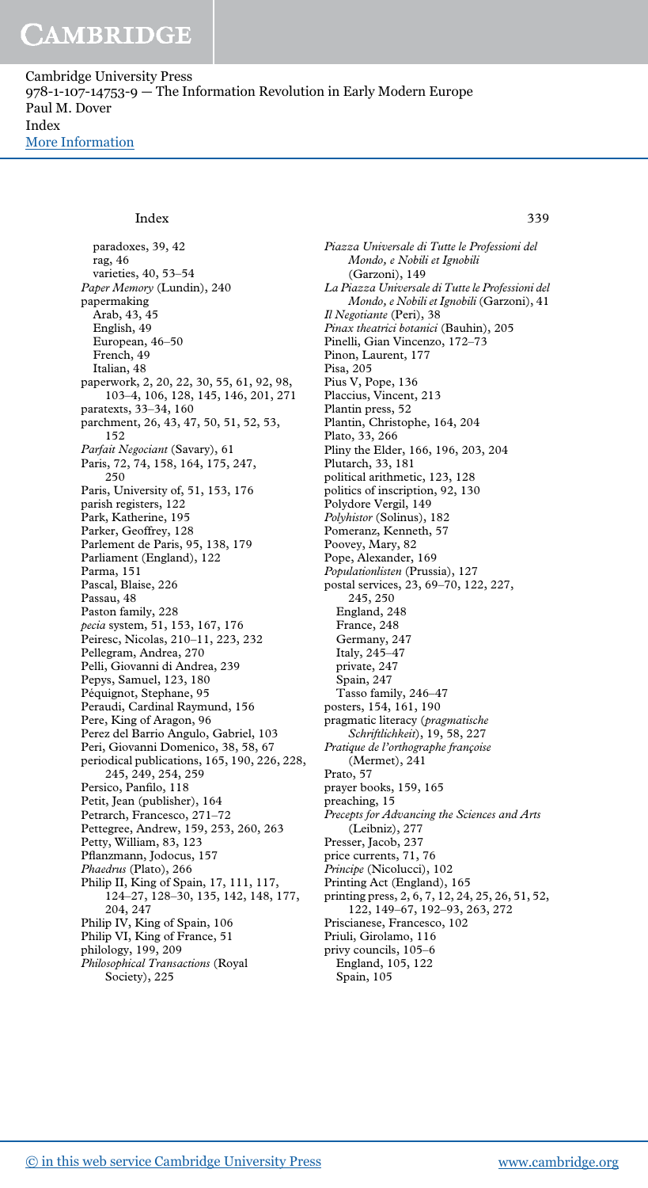paradoxes, 39, 42
  rag, 46
  varieties, 40, 53–54
*Paper Memory* (Lundin), 240
papermaking
  Arab, 43, 45
  English, 49
  European, 46–50
  French, 49
  Italian, 48
paperwork, 2, 20, 22, 30, 55, 61, 92, 98, 103–4, 106, 128, 145, 146, 201, 271
paratexts, 33–34, 160
parchment, 26, 43, 47, 50, 51, 52, 53, 152
*Parfait Negociant* (Savary), 61
Paris, 72, 74, 158, 164, 175, 247, 250
Paris, University of, 51, 153, 176
parish registers, 122
Park, Katherine, 195
Parker, Geoffrey, 128
Parlement de Paris, 95, 138, 179
Parliament (England), 122
Parma, 151
Pascal, Blaise, 226
Passau, 48
Paston family, 228
*pecia* system, 51, 153, 167, 176
Peiresc, Nicolas, 210–11, 223, 232
Pellegram, Andrea, 270
Pelli, Giovanni di Andrea, 239
Pepys, Samuel, 123, 180
Péquignot, Stephane, 95
Peraudi, Cardinal Raymund, 156
Pere, King of Aragon, 96
Perez del Barrio Angulo, Gabriel, 103
Peri, Giovanni Domenico, 38, 58, 67
periodical publications, 165, 190, 226, 228, 245, 249, 254, 259
Persico, Panfilo, 118
Petit, Jean (publisher), 164
Petrarch, Francesco, 271–72
Pettegree, Andrew, 159, 253, 260, 263
Petty, William, 83, 123
Pflanzmann, Jodocus, 157
*Phaedrus* (Plato), 266
Philip II, King of Spain, 17, 111, 117, 124–27, 128–30, 135, 142, 148, 177, 204, 247
Philip IV, King of Spain, 106
Philip VI, King of France, 51
philology, 199, 209
*Philosophical Transactions* (Royal Society), 225
*Piazza Universale di Tutte le Professioni del Mondo, e Nobili et Ignobili* (Garzoni), 149
*La Piazza Universale di Tutte le Professioni del Mondo, e Nobili et Ignobili* (Garzoni), 41
*Il Negotiante* (Peri), 38
*Pinax theatrici botanici* (Bauhin), 205
Pinelli, Gian Vincenzo, 172–73
Pinon, Laurent, 177
Pisa, 205
Pius V, Pope, 136
Placcius, Vincent, 213
Plantin press, 52
Plantin, Christophe, 164, 204
Plato, 33, 266
Pliny the Elder, 166, 196, 203, 204
Plutarch, 33, 181
political arithmetic, 123, 128
politics of inscription, 92, 130
Polydore Vergil, 149
*Polyhistor* (Solinus), 182
Pomeranz, Kenneth, 57
Poovey, Mary, 82
Pope, Alexander, 169
*Populationlisten* (Prussia), 127
postal services, 23, 69–70, 122, 227, 245, 250
  England, 248
  France, 248
  Germany, 247
  Italy, 245–47
  private, 247
  Spain, 247
  Tasso family, 246–47
posters, 154, 161, 190
pragmatic literacy (*pragmatische Schriftlichkeit*), 19, 58, 227
*Pratique de l'orthographe françoise* (Mermet), 241
Prato, 57
prayer books, 159, 165
preaching, 15
*Precepts for Advancing the Sciences and Arts* (Leibniz), 277
Presser, Jacob, 237
price currents, 71, 76
*Principe* (Nicolucci), 102
Printing Act (England), 165
printing press, 2, 6, 7, 12, 24, 25, 26, 51, 52, 122, 149–67, 192–93, 263, 272
Priscianese, Francesco, 102
Priuli, Girolamo, 116
privy councils, 105–6
  England, 105, 122
  Spain, 105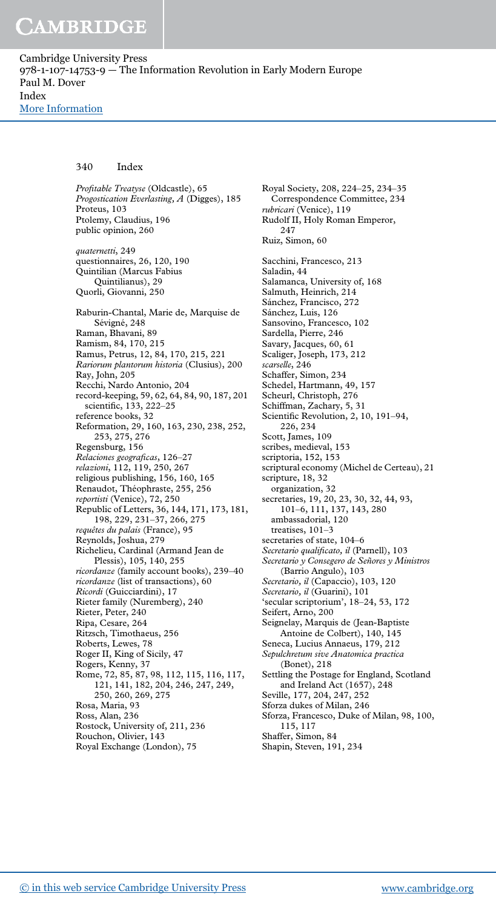*Profitable Treatyse* (Oldcastle), 65
*Progostication Everlasting, A* (Digges), 185
Proteus, 103
Ptolemy, Claudius, 196
public opinion, 260

*quaternetti*, 249
questionnaires, 26, 120, 190
Quintilian (Marcus Fabius Quintilianus), 29
Quorli, Giovanni, 250

Raburin-Chantal, Marie de, Marquise de Sévigné, 248
Raman, Bhavani, 89
Ramism, 84, 170, 215
Ramus, Petrus, 12, 84, 170, 215, 221
*Rariorum plantorum historia* (Clusius), 200
Ray, John, 205
Recchi, Nardo Antonio, 204
record-keeping, 59, 62, 64, 84, 90, 187, 201
  scientific, 133, 222–25
reference books, 32
Reformation, 29, 160, 163, 230, 238, 252, 253, 275, 276
Regensburg, 156
*Relaciones geograficas*, 126–27
*relazioni*, 112, 119, 250, 267
religious publishing, 156, 160, 165
Renaudot, Théophraste, 255, 256
*reportisti* (Venice), 72, 250
Republic of Letters, 36, 144, 171, 173, 181, 198, 229, 231–37, 266, 275
*requêtes du palais* (France), 95
Reynolds, Joshua, 279
Richelieu, Cardinal (Armand Jean de Plessis), 105, 140, 255
*ricordanze* (family account books), 239–40
*ricordanze* (list of transactions), 60
*Ricordi* (Guicciardini), 17
Rieter family (Nuremberg), 240
Rieter, Peter, 240
Ripa, Cesare, 264
Ritzsch, Timothaeus, 256
Roberts, Lewes, 78
Roger II, King of Sicily, 47
Rogers, Kenny, 37
Rome, 72, 85, 87, 98, 112, 115, 116, 117, 121, 141, 182, 204, 246, 247, 249, 250, 260, 269, 275
Rosa, Maria, 93
Ross, Alan, 236
Rostock, University of, 211, 236
Rouchon, Olivier, 143
Royal Exchange (London), 75
Royal Society, 208, 224–25, 234–35
  Correspondence Committee, 234
*rubricari* (Venice), 119
Rudolf II, Holy Roman Emperor, 247
Ruiz, Simon, 60

Sacchini, Francesco, 213
Saladin, 44
Salamanca, University of, 168
Salmuth, Heinrich, 214
Sánchez, Francisco, 272
Sánchez, Luis, 126
Sansovino, Francesco, 102
Sardella, Pierre, 246
Savary, Jacques, 60, 61
Scaliger, Joseph, 173, 212
*scarselle*, 246
Schaffer, Simon, 234
Schedel, Hartmann, 49, 157
Scheurl, Christoph, 276
Schiffman, Zachary, 5, 31
Scientific Revolution, 2, 10, 191–94, 226, 234
Scott, James, 109
scribes, medieval, 153
scriptoria, 152, 153
scriptural economy (Michel de Certeau), 21
scripture, 18, 32
  organization, 32
secretaries, 19, 20, 23, 30, 32, 44, 93, 101–6, 111, 137, 143, 280
  ambassadorial, 120
  treatises, 101–3
secretaries of state, 104–6
*Secretario qualificato, il* (Parnell), 103
*Secretario y Consegero de Señores y Ministros* (Barrio Angulo), 103
*Secretario, il* (Capaccio), 103, 120
*Secretario, il* (Guarini), 101
'secular scriptorium', 18–24, 53, 172
Seifert, Arno, 200
Seignelay, Marquis de (Jean-Baptiste Antoine de Colbert), 140, 145
Seneca, Lucius Annaeus, 179, 212
*Sepulchretum sive Anatomica practica* (Bonet), 218
Settling the Postage for England, Scotland and Ireland Act (1657), 248
Seville, 177, 204, 247, 252
Sforza dukes of Milan, 246
Sforza, Francesco, Duke of Milan, 98, 100, 115, 117
Shaffer, Simon, 84
Shapin, Steven, 191, 234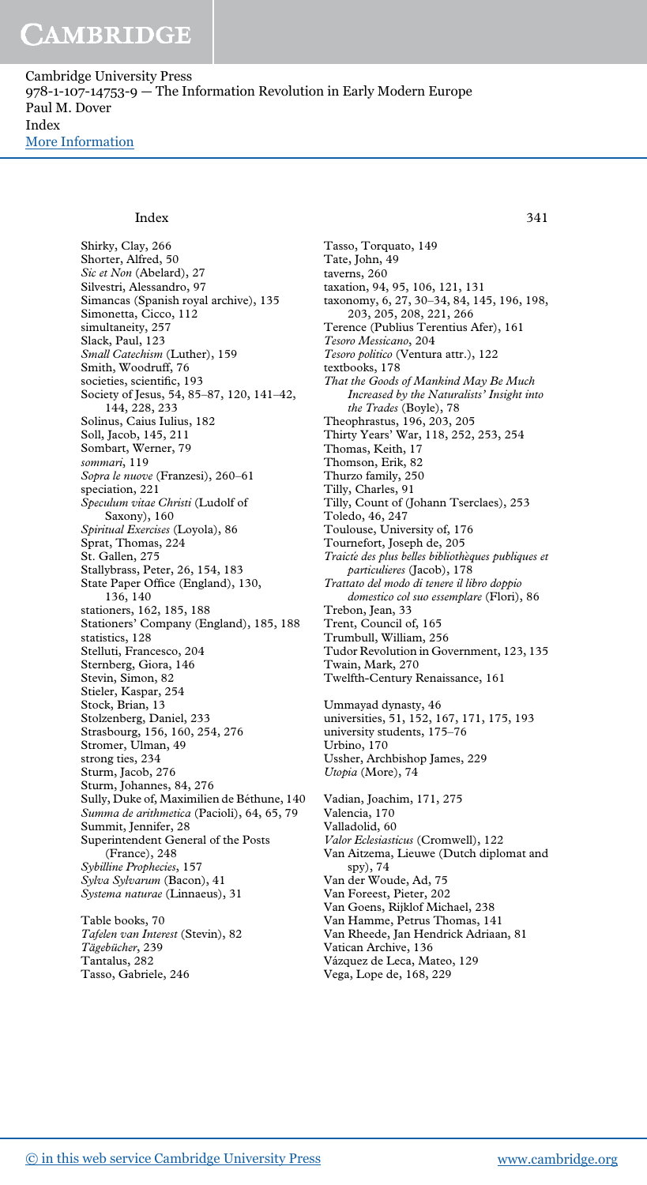Shirky, Clay, 266
Shorter, Alfred, 50
*Sic et Non* (Abelard), 27
Silvestri, Alessandro, 97
Simancas (Spanish royal archive), 135
Simonetta, Cicco, 112
simultaneity, 257
Slack, Paul, 123
*Small Catechism* (Luther), 159
Smith, Woodruff, 76
societies, scientific, 193
Society of Jesus, 54, 85–87, 120, 141–42, 144, 228, 233
Solinus, Caius Iulius, 182
Soll, Jacob, 145, 211
Sombart, Werner, 79
*sommari*, 119
*Sopra le nuove* (Franzesi), 260–61
speciation, 221
*Speculum vitae Christi* (Ludolf of Saxony), 160
*Spiritual Exercises* (Loyola), 86
Sprat, Thomas, 224
St. Gallen, 275
Stallybrass, Peter, 26, 154, 183
State Paper Office (England), 130, 136, 140
stationers, 162, 185, 188
Stationers' Company (England), 185, 188
statistics, 128
Stelluti, Francesco, 204
Sternberg, Giora, 146
Stevin, Simon, 82
Stieler, Kaspar, 254
Stock, Brian, 13
Stolzenberg, Daniel, 233
Strasbourg, 156, 160, 254, 276
Stromer, Ulman, 49
strong ties, 234
Sturm, Jacob, 276
Sturm, Johannes, 84, 276
Sully, Duke of, Maximilien de Béthune, 140
*Summa de arithmetica* (Pacioli), 64, 65, 79
Summit, Jennifer, 28
Superintendent General of the Posts (France), 248
*Sybilline Prophecies*, 157
*Sylva Sylvarum* (Bacon), 41
*Systema naturae* (Linnaeus), 31

Table books, 70
*Tafelen van Interest* (Stevin), 82
*Tägebücher*, 239
Tantalus, 282
Tasso, Gabriele, 246
Tasso, Torquato, 149
Tate, John, 49
taverns, 260
taxation, 94, 95, 106, 121, 131
taxonomy, 6, 27, 30–34, 84, 145, 196, 198, 203, 205, 208, 221, 266
Terence (Publius Terentius Afer), 161
*Tesoro Messicano*, 204
*Tesoro politico* (Ventura attr.), 122
textbooks, 178
*That the Goods of Mankind May Be Much Increased by the Naturalists' Insight into the Trades* (Boyle), 78
Theophrastus, 196, 203, 205
Thirty Years' War, 118, 252, 253, 254
Thomas, Keith, 17
Thomson, Erik, 82
Thurzo family, 250
Tilly, Charles, 91
Tilly, Count of (Johann Tserclaes), 253
Toledo, 46, 247
Toulouse, University of, 176
Tournefort, Joseph de, 205
*Traicté des plus belles bibliothèques publiques et particulieres* (Jacob), 178
*Trattato del modo di tenere il libro doppio domestico col suo essemplare* (Flori), 86
Trebon, Jean, 33
Trent, Council of, 165
Trumbull, William, 256
Tudor Revolution in Government, 123, 135
Twain, Mark, 270
Twelfth-Century Renaissance, 161

Ummayad dynasty, 46
universities, 51, 152, 167, 171, 175, 193
university students, 175–76
Urbino, 170
Ussher, Archbishop James, 229
*Utopia* (More), 74

Vadian, Joachim, 171, 275
Valencia, 170
Valladolid, 60
*Valor Eclesiasticus* (Cromwell), 122
Van Aitzema, Lieuwe (Dutch diplomat and spy), 74
Van der Woude, Ad, 75
Van Foreest, Pieter, 202
Van Goens, Rijklof Michael, 238
Van Hamme, Petrus Thomas, 141
Van Rheede, Jan Hendrick Adriaan, 81
Vatican Archive, 136
Vázquez de Leca, Mateo, 129
Vega, Lope de, 168, 229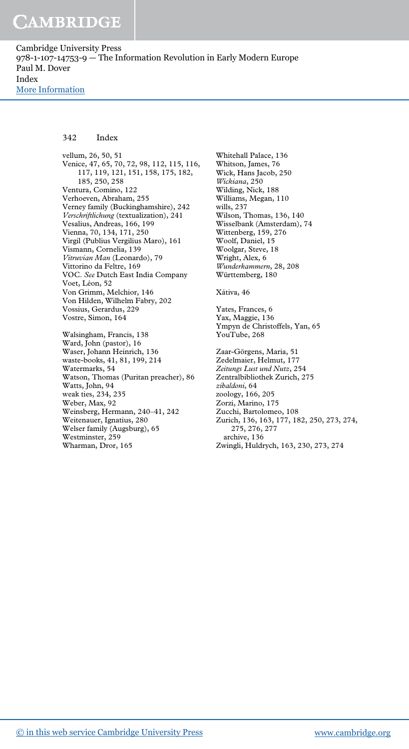vellum, 26, 50, 51
Venice, 47, 65, 70, 72, 98, 112, 115, 116, 117, 119, 121, 151, 158, 175, 182, 185, 250, 258
Ventura, Comino, 122
Verhoeven, Abraham, 255
Verney family (Buckinghamshire), 242
*Verschriftlichung* (textualization), 241
Vesalius, Andreas, 166, 199
Vienna, 70, 134, 171, 250
Virgil (Publius Vergilius Maro), 161
Vismann, Cornelia, 139
*Vitruvian Man* (Leonardo), 79
Vittorino da Feltre, 169
VOC. *See* Dutch East India Company
Voet, Léon, 52
Von Grimm, Melchior, 146
Von Hilden, Wilhelm Fabry, 202
Vossius, Gerardus, 229
Vostre, Simon, 164

Walsingham, Francis, 138
Ward, John (pastor), 16
Waser, Johann Heinrich, 136
waste-books, 41, 81, 199, 214
Watermarks, 54
Watson, Thomas (Puritan preacher), 86
Watts, John, 94
weak ties, 234, 235
Weber, Max, 92
Weinsberg, Hermann, 240–41, 242
Weitenauer, Ignatius, 280
Welser family (Augsburg), 65
Westminster, 259
Wharman, Dror, 165
Whitehall Palace, 136
Whitson, James, 76
Wick, Hans Jacob, 250
*Wickiana*, 250
Wilding, Nick, 188
Williams, Megan, 110
wills, 237
Wilson, Thomas, 136, 140
Wisselbank (Amsterdam), 74
Wittenberg, 159, 276
Woolf, Daniel, 15
Woolgar, Steve, 18
Wright, Alex, 6
*Wunderkammern*, 28, 208
Württemberg, 180

Xátiva, 46

Yates, Frances, 6
Yax, Maggie, 136
Ympyn de Christoffels, Yan, 65
YouTube, 268

Zaar-Görgens, Maria, 51
Zedelmaier, Helmut, 177
*Zeitungs Lust und Nutz*, 254
Zentralbibliothek Zurich, 275
*zibaldoni*, 64
zoology, 166, 205
Zorzi, Marino, 175
Zucchi, Bartolomeo, 108
Zurich, 136, 163, 177, 182, 250, 273, 274, 275, 276, 277
  archive, 136
Zwingli, Huldrych, 163, 230, 273, 274